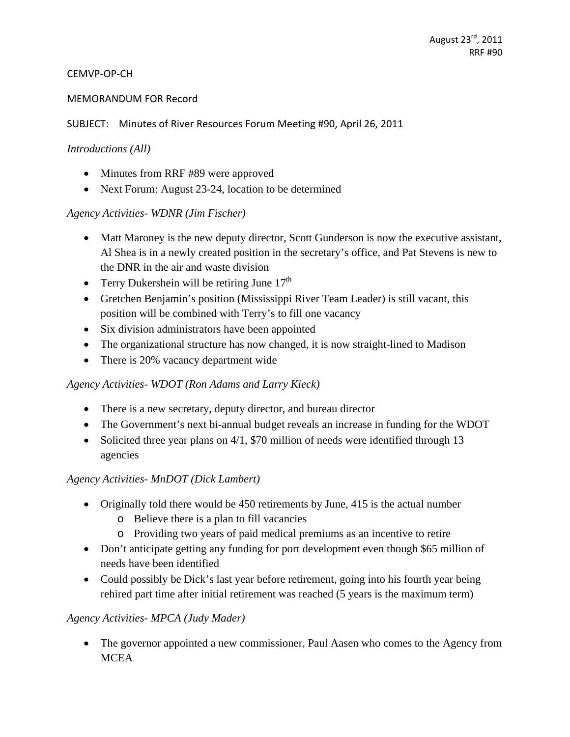August 23rd, 2011
RRF #90

CEMVP-OP-CH

MEMORANDUM FOR Record

SUBJECT: Minutes of River Resources Forum Meeting #90, April 26, 2011

*Introductions (All)*

- Minutes from RRF #89 were approved
- Next Forum: August 23-24, location to be determined

*Agency Activities- WDNR (Jim Fischer)*

- Matt Maroney is the new deputy director, Scott Gunderson is now the executive assistant, Al Shea is in a newly created position in the secretary's office, and Pat Stevens is new to the DNR in the air and waste division
- Terry Dukershein will be retiring June 17th
- Gretchen Benjamin's position (Mississippi River Team Leader) is still vacant, this position will be combined with Terry's to fill one vacancy
- Six division administrators have been appointed
- The organizational structure has now changed, it is now straight-lined to Madison
- There is 20% vacancy department wide

*Agency Activities- WDOT (Ron Adams and Larry Kieck)*

- There is a new secretary, deputy director, and bureau director
- The Government's next bi-annual budget reveals an increase in funding for the WDOT
- Solicited three year plans on 4/1, $70 million of needs were identified through 13 agencies

*Agency Activities- MnDOT (Dick Lambert)*

- Originally told there would be 450 retirements by June, 415 is the actual number
  - Believe there is a plan to fill vacancies
  - Providing two years of paid medical premiums as an incentive to retire
- Don't anticipate getting any funding for port development even though $65 million of needs have been identified
- Could possibly be Dick's last year before retirement, going into his fourth year being rehired part time after initial retirement was reached (5 years is the maximum term)

*Agency Activities- MPCA (Judy Mader)*

- The governor appointed a new commissioner, Paul Aasen who comes to the Agency from MCEA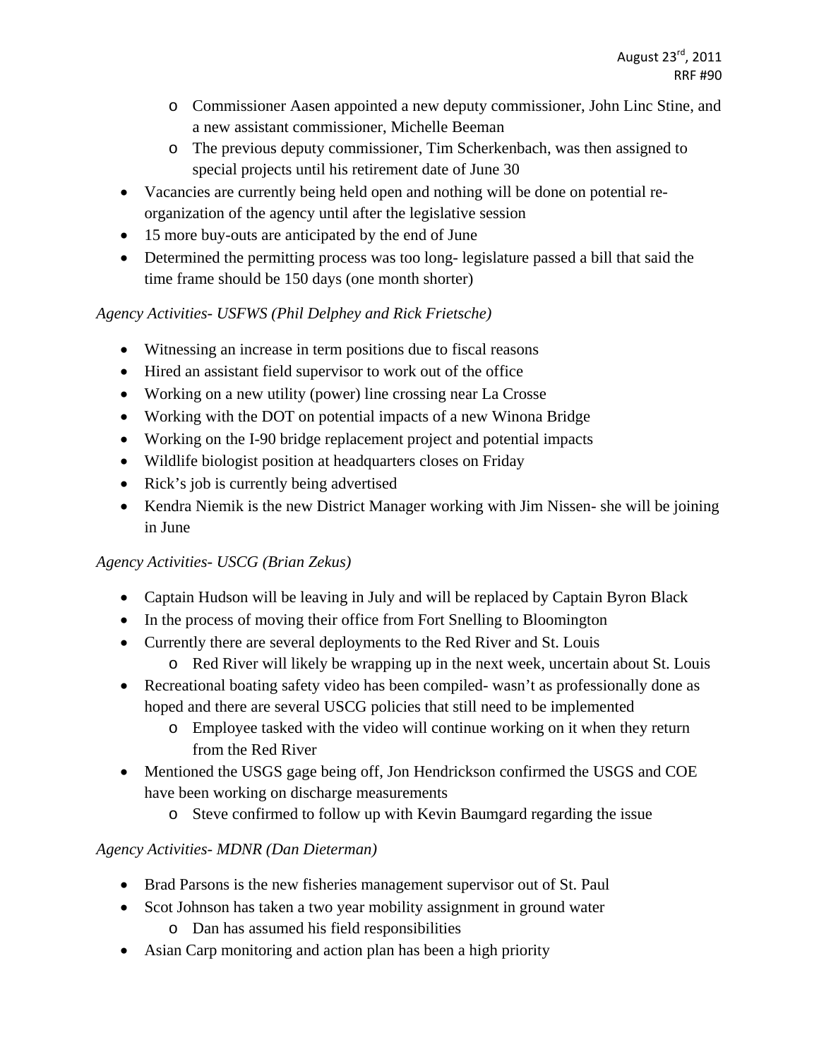- Commissioner Aasen appointed a new deputy commissioner, John Linc Stine, and a new assistant commissioner, Michelle Beeman
  - The previous deputy commissioner, Tim Scherkenbach, was then assigned to special projects until his retirement date of June 30
- Vacancies are currently being held open and nothing will be done on potential re-organization of the agency until after the legislative session
- 15 more buy-outs are anticipated by the end of June
- Determined the permitting process was too long- legislature passed a bill that said the time frame should be 150 days (one month shorter)

*Agency Activities- USFWS (Phil Delphey and Rick Frietsche)*

- Witnessing an increase in term positions due to fiscal reasons
- Hired an assistant field supervisor to work out of the office
- Working on a new utility (power) line crossing near La Crosse
- Working with the DOT on potential impacts of a new Winona Bridge
- Working on the I-90 bridge replacement project and potential impacts
- Wildlife biologist position at headquarters closes on Friday
- Rick's job is currently being advertised
- Kendra Niemik is the new District Manager working with Jim Nissen- she will be joining in June

*Agency Activities- USCG (Brian Zekus)*

- Captain Hudson will be leaving in July and will be replaced by Captain Byron Black
- In the process of moving their office from Fort Snelling to Bloomington
- Currently there are several deployments to the Red River and St. Louis
  - Red River will likely be wrapping up in the next week, uncertain about St. Louis
- Recreational boating safety video has been compiled- wasn't as professionally done as hoped and there are several USCG policies that still need to be implemented
  - Employee tasked with the video will continue working on it when they return from the Red River
- Mentioned the USGS gage being off, Jon Hendrickson confirmed the USGS and COE have been working on discharge measurements
  - Steve confirmed to follow up with Kevin Baumgard regarding the issue

*Agency Activities- MDNR (Dan Dieterman)*

- Brad Parsons is the new fisheries management supervisor out of St. Paul
- Scot Johnson has taken a two year mobility assignment in ground water
  - Dan has assumed his field responsibilities
- Asian Carp monitoring and action plan has been a high priority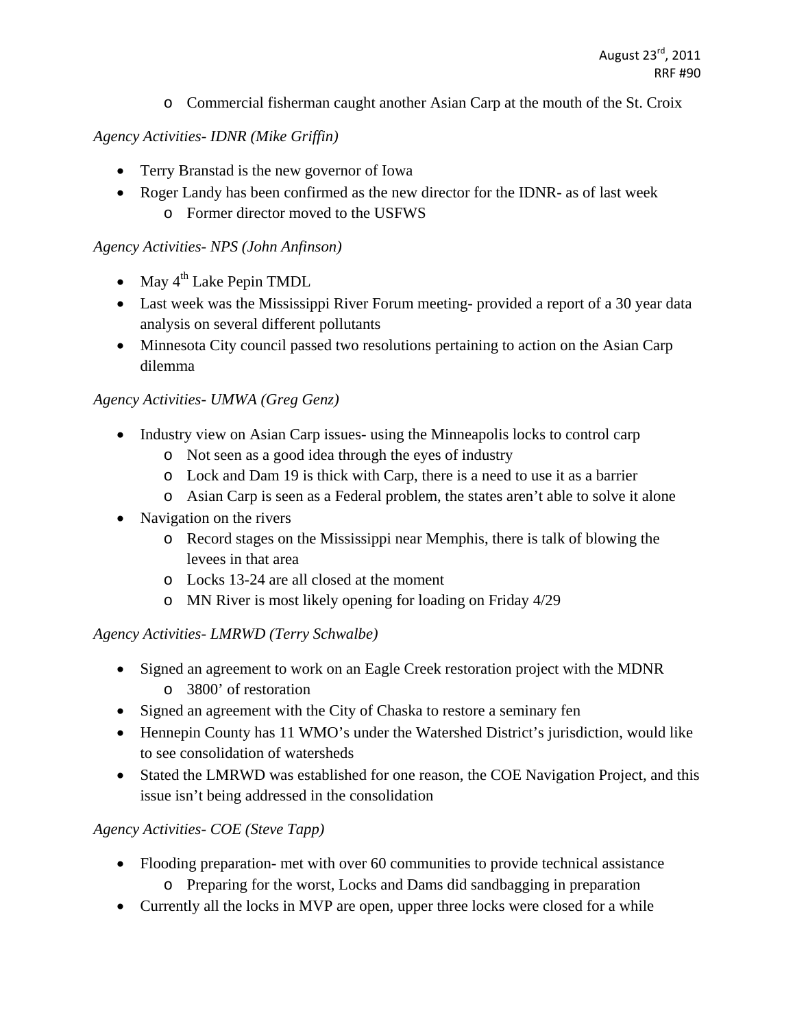- Commercial fisherman caught another Asian Carp at the mouth of the St. Croix

*Agency Activities- IDNR (Mike Griffin)*

- Terry Branstad is the new governor of Iowa
- Roger Landy has been confirmed as the new director for the IDNR- as of last week
  - Former director moved to the USFWS

*Agency Activities- NPS (John Anfinson)*

- May 4th Lake Pepin TMDL
- Last week was the Mississippi River Forum meeting- provided a report of a 30 year data analysis on several different pollutants
- Minnesota City council passed two resolutions pertaining to action on the Asian Carp dilemma

*Agency Activities- UMWA (Greg Genz)*

- Industry view on Asian Carp issues- using the Minneapolis locks to control carp
  - Not seen as a good idea through the eyes of industry
  - Lock and Dam 19 is thick with Carp, there is a need to use it as a barrier
  - Asian Carp is seen as a Federal problem, the states aren't able to solve it alone
- Navigation on the rivers
  - Record stages on the Mississippi near Memphis, there is talk of blowing the levees in that area
  - Locks 13-24 are all closed at the moment
  - MN River is most likely opening for loading on Friday 4/29

*Agency Activities- LMRWD (Terry Schwalbe)*

- Signed an agreement to work on an Eagle Creek restoration project with the MDNR
  - 3800' of restoration
- Signed an agreement with the City of Chaska to restore a seminary fen
- Hennepin County has 11 WMO's under the Watershed District's jurisdiction, would like to see consolidation of watersheds
- Stated the LMRWD was established for one reason, the COE Navigation Project, and this issue isn't being addressed in the consolidation

*Agency Activities- COE (Steve Tapp)*

- Flooding preparation- met with over 60 communities to provide technical assistance
  - Preparing for the worst, Locks and Dams did sandbagging in preparation
- Currently all the locks in MVP are open, upper three locks were closed for a while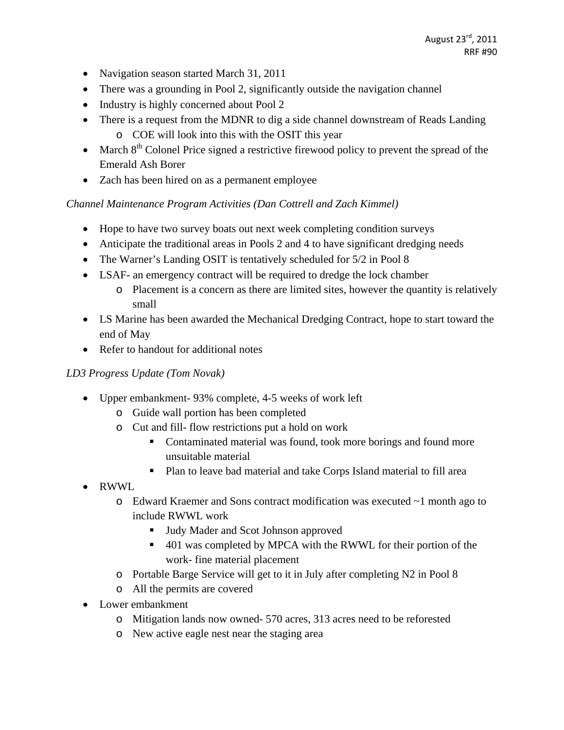- Navigation season started March 31, 2011
- There was a grounding in Pool 2, significantly outside the navigation channel
- Industry is highly concerned about Pool 2
- There is a request from the MDNR to dig a side channel downstream of Reads Landing
  - COE will look into this with the OSIT this year
- March 8th Colonel Price signed a restrictive firewood policy to prevent the spread of the Emerald Ash Borer
- Zach has been hired on as a permanent employee

*Channel Maintenance Program Activities (Dan Cottrell and Zach Kimmel)*

- Hope to have two survey boats out next week completing condition surveys
- Anticipate the traditional areas in Pools 2 and 4 to have significant dredging needs
- The Warner's Landing OSIT is tentatively scheduled for 5/2 in Pool 8
- LSAF- an emergency contract will be required to dredge the lock chamber
  - Placement is a concern as there are limited sites, however the quantity is relatively small
- LS Marine has been awarded the Mechanical Dredging Contract, hope to start toward the end of May
- Refer to handout for additional notes

*LD3 Progress Update (Tom Novak)*

- Upper embankment- 93% complete, 4-5 weeks of work left
  - Guide wall portion has been completed
  - Cut and fill- flow restrictions put a hold on work
    - Contaminated material was found, took more borings and found more unsuitable material
    - Plan to leave bad material and take Corps Island material to fill area
- RWWL
  - Edward Kraemer and Sons contract modification was executed ~1 month ago to include RWWL work
    - Judy Mader and Scot Johnson approved
    - 401 was completed by MPCA with the RWWL for their portion of the work- fine material placement
  - Portable Barge Service will get to it in July after completing N2 in Pool 8
  - All the permits are covered
- Lower embankment
  - Mitigation lands now owned- 570 acres, 313 acres need to be reforested
  - New active eagle nest near the staging area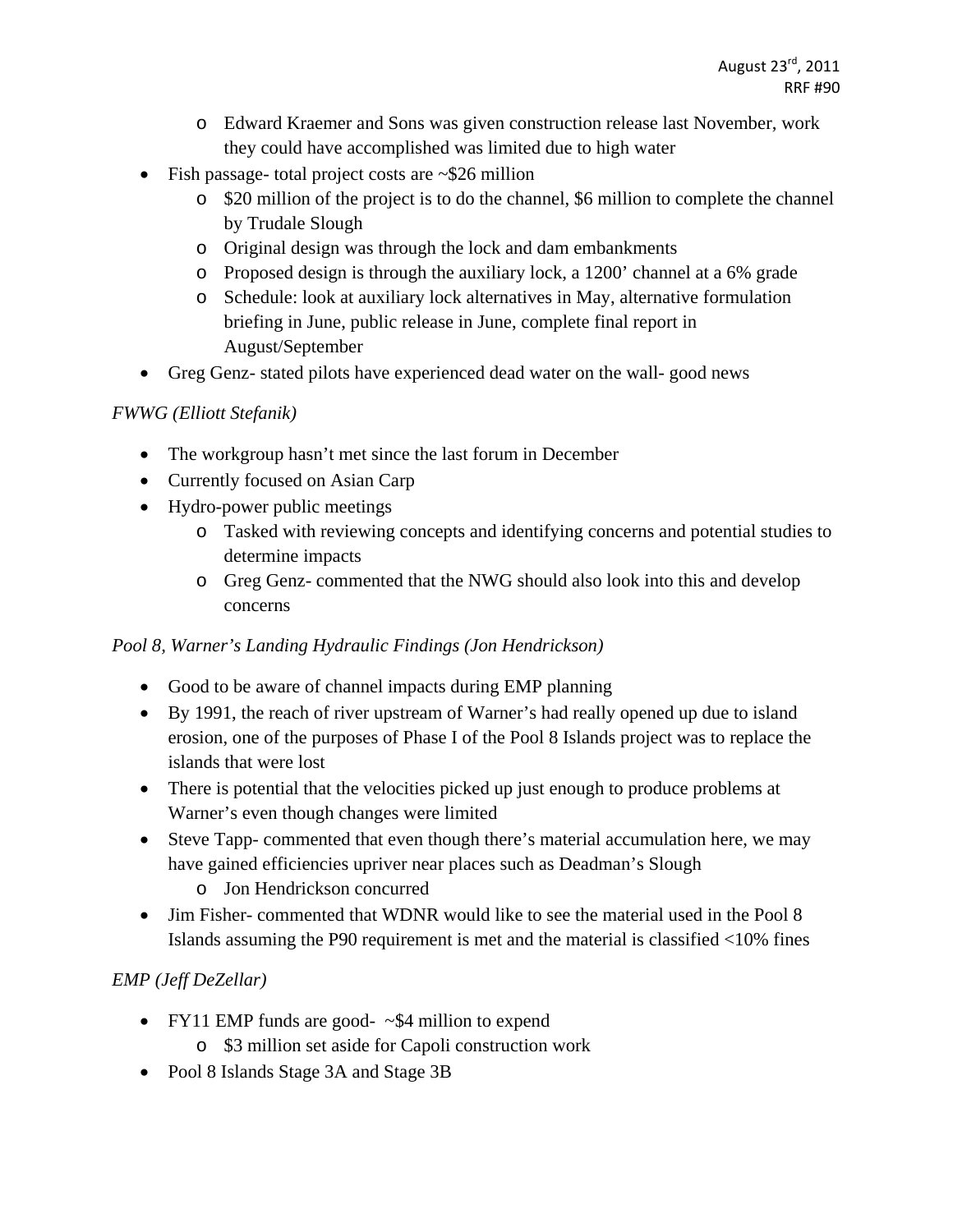- Edward Kraemer and Sons was given construction release last November, work they could have accomplished was limited due to high water
- Fish passage- total project costs are ~$26 million
    - $20 million of the project is to do the channel, $6 million to complete the channel by Trudale Slough
    - Original design was through the lock and dam embankments
    - Proposed design is through the auxiliary lock, a 1200' channel at a 6% grade
    - Schedule: look at auxiliary lock alternatives in May, alternative formulation briefing in June, public release in June, complete final report in August/September
- Greg Genz- stated pilots have experienced dead water on the wall- good news

*FWWG (Elliott Stefanik)*

- The workgroup hasn't met since the last forum in December
- Currently focused on Asian Carp
- Hydro-power public meetings
    - Tasked with reviewing concepts and identifying concerns and potential studies to determine impacts
    - Greg Genz- commented that the NWG should also look into this and develop concerns

*Pool 8, Warner's Landing Hydraulic Findings (Jon Hendrickson)*

- Good to be aware of channel impacts during EMP planning
- By 1991, the reach of river upstream of Warner's had really opened up due to island erosion, one of the purposes of Phase I of the Pool 8 Islands project was to replace the islands that were lost
- There is potential that the velocities picked up just enough to produce problems at Warner's even though changes were limited
- Steve Tapp- commented that even though there's material accumulation here, we may have gained efficiencies upriver near places such as Deadman's Slough
    - Jon Hendrickson concurred
- Jim Fisher- commented that WDNR would like to see the material used in the Pool 8 Islands assuming the P90 requirement is met and the material is classified <10% fines

*EMP (Jeff DeZellar)*

- FY11 EMP funds are good- ~$4 million to expend
    - $3 million set aside for Capoli construction work
- Pool 8 Islands Stage 3A and Stage 3B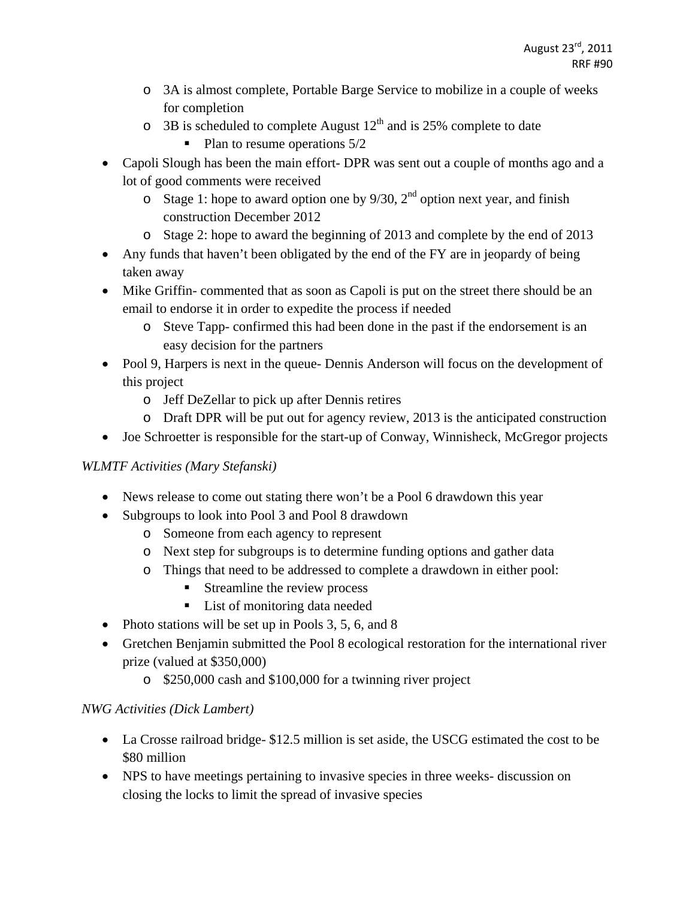- 3A is almost complete, Portable Barge Service to mobilize in a couple of weeks for completion
  - 3B is scheduled to complete August 12th and is 25% complete to date
    - Plan to resume operations 5/2
- Capoli Slough has been the main effort- DPR was sent out a couple of months ago and a lot of good comments were received
  - Stage 1: hope to award option one by 9/30, 2nd option next year, and finish construction December 2012
  - Stage 2: hope to award the beginning of 2013 and complete by the end of 2013
- Any funds that haven't been obligated by the end of the FY are in jeopardy of being taken away
- Mike Griffin- commented that as soon as Capoli is put on the street there should be an email to endorse it in order to expedite the process if needed
  - Steve Tapp- confirmed this had been done in the past if the endorsement is an easy decision for the partners
- Pool 9, Harpers is next in the queue- Dennis Anderson will focus on the development of this project
  - Jeff DeZellar to pick up after Dennis retires
  - Draft DPR will be put out for agency review, 2013 is the anticipated construction
- Joe Schroetter is responsible for the start-up of Conway, Winnisheck, McGregor projects

*WLMTF Activities (Mary Stefanski)*

- News release to come out stating there won't be a Pool 6 drawdown this year
- Subgroups to look into Pool 3 and Pool 8 drawdown
  - Someone from each agency to represent
  - Next step for subgroups is to determine funding options and gather data
  - Things that need to be addressed to complete a drawdown in either pool:
    - Streamline the review process
    - List of monitoring data needed
- Photo stations will be set up in Pools 3, 5, 6, and 8
- Gretchen Benjamin submitted the Pool 8 ecological restoration for the international river prize (valued at $350,000)
  - $250,000 cash and $100,000 for a twinning river project

*NWG Activities (Dick Lambert)*

- La Crosse railroad bridge- $12.5 million is set aside, the USCG estimated the cost to be $80 million
- NPS to have meetings pertaining to invasive species in three weeks- discussion on closing the locks to limit the spread of invasive species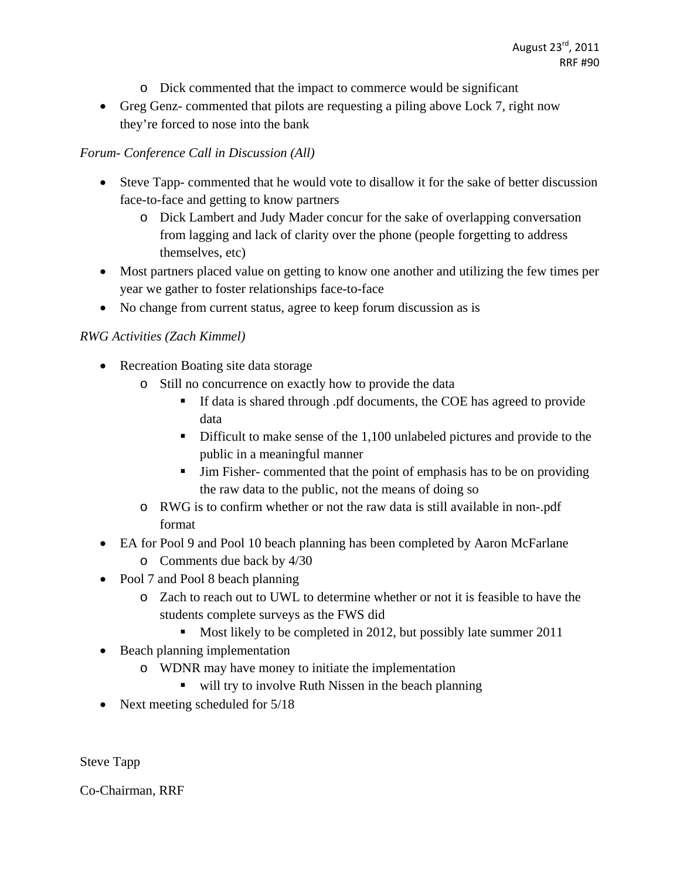- Dick commented that the impact to commerce would be significant
- Greg Genz- commented that pilots are requesting a piling above Lock 7, right now they're forced to nose into the bank

*Forum- Conference Call in Discussion (All)*

- Steve Tapp- commented that he would vote to disallow it for the sake of better discussion face-to-face and getting to know partners
  - Dick Lambert and Judy Mader concur for the sake of overlapping conversation from lagging and lack of clarity over the phone (people forgetting to address themselves, etc)
- Most partners placed value on getting to know one another and utilizing the few times per year we gather to foster relationships face-to-face
- No change from current status, agree to keep forum discussion as is

*RWG Activities (Zach Kimmel)*

- Recreation Boating site data storage
  - Still no concurrence on exactly how to provide the data
    - If data is shared through .pdf documents, the COE has agreed to provide data
    - Difficult to make sense of the 1,100 unlabeled pictures and provide to the public in a meaningful manner
    - Jim Fisher- commented that the point of emphasis has to be on providing the raw data to the public, not the means of doing so
  - RWG is to confirm whether or not the raw data is still available in non-.pdf format
- EA for Pool 9 and Pool 10 beach planning has been completed by Aaron McFarlane
  - Comments due back by 4/30
- Pool 7 and Pool 8 beach planning
  - Zach to reach out to UWL to determine whether or not it is feasible to have the students complete surveys as the FWS did
    - Most likely to be completed in 2012, but possibly late summer 2011
- Beach planning implementation
  - WDNR may have money to initiate the implementation
    - will try to involve Ruth Nissen in the beach planning
- Next meeting scheduled for 5/18

Steve Tapp

Co-Chairman, RRF